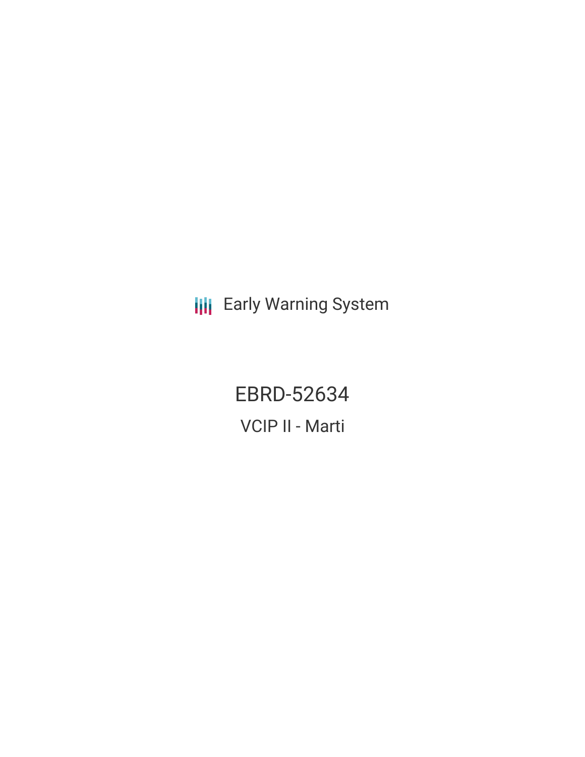Early Warning System

# EBRD-52634

## VCIP II - Marti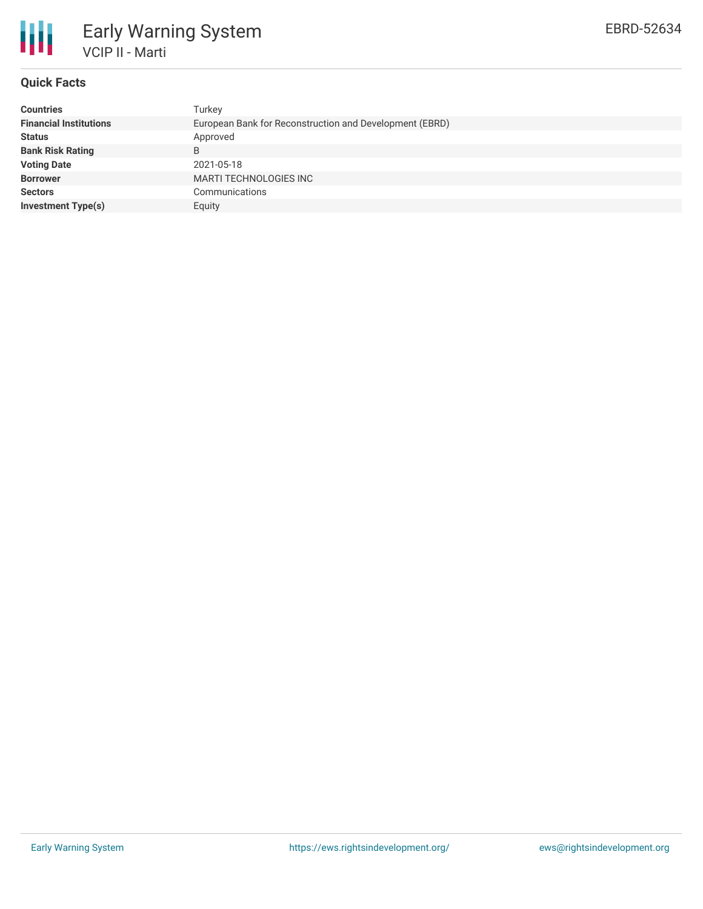# Early Warning System

## VCIP II - Marti

EBRD-52634

### Quick Facts

| | |
|---|---|
| **Countries** | Turkey |
| **Financial Institutions** | European Bank for Reconstruction and Development (EBRD) |
| **Status** | Approved |
| **Bank Risk Rating** | B |
| **Voting Date** | 2021-05-18 |
| **Borrower** | MARTI TECHNOLOGIES INC |
| **Sectors** | Communications |
| **Investment Type(s)** | Equity |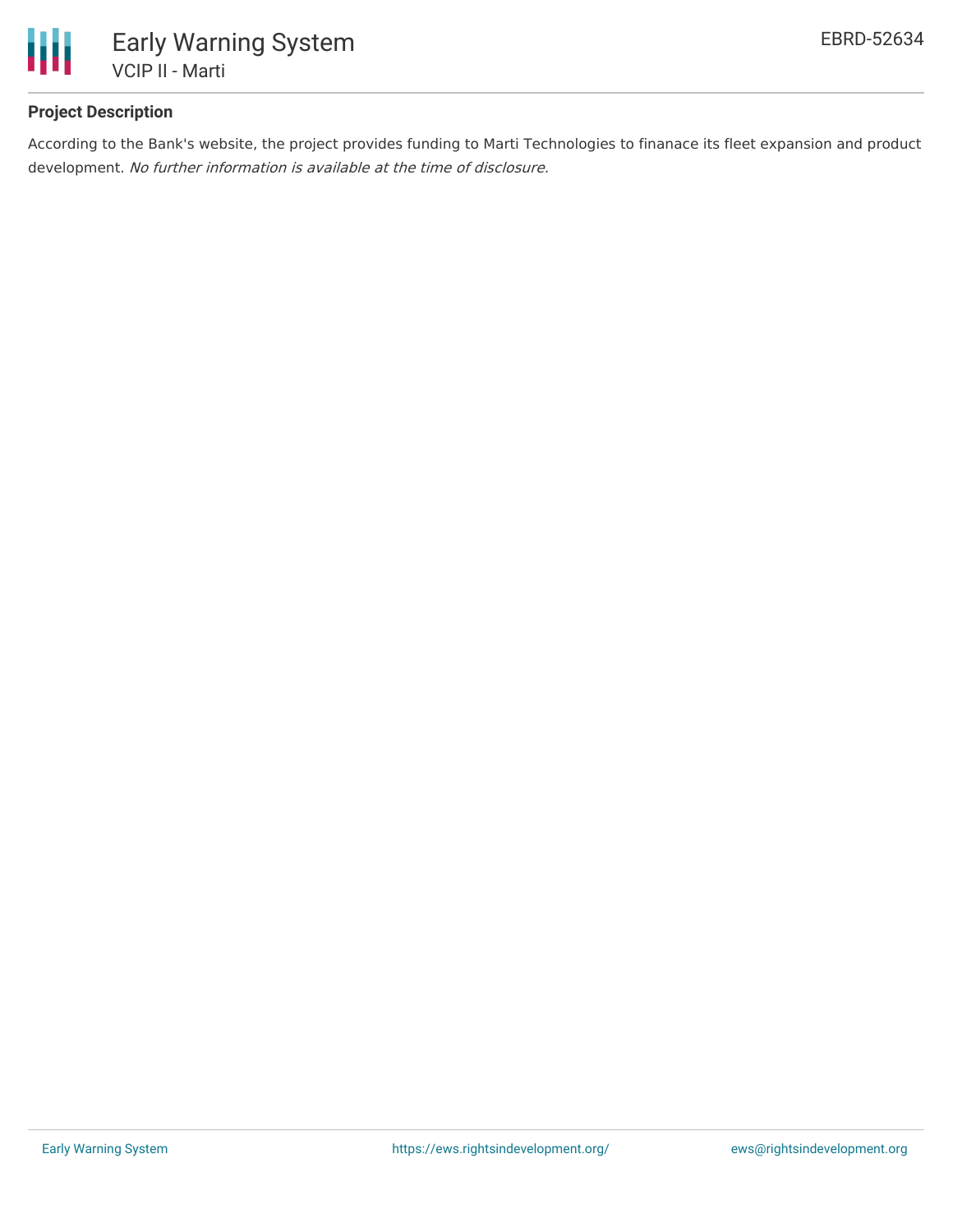## Project Description

According to the Bank's website, the project provides funding to Marti Technologies to finanace its fleet expansion and product development. *No further information is available at the time of disclosure.*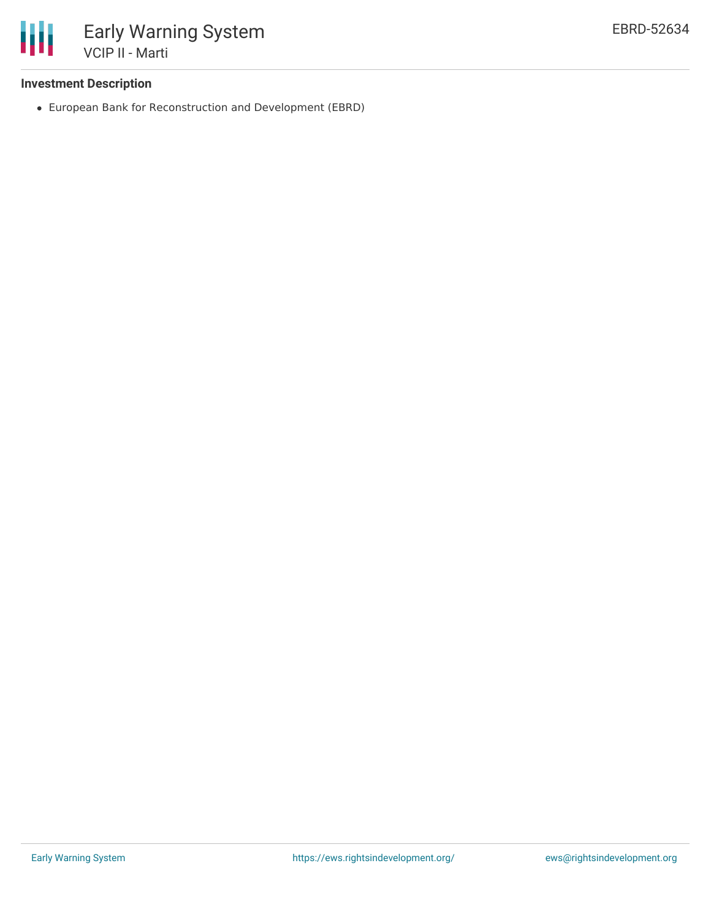### Investment Description

- European Bank for Reconstruction and Development (EBRD)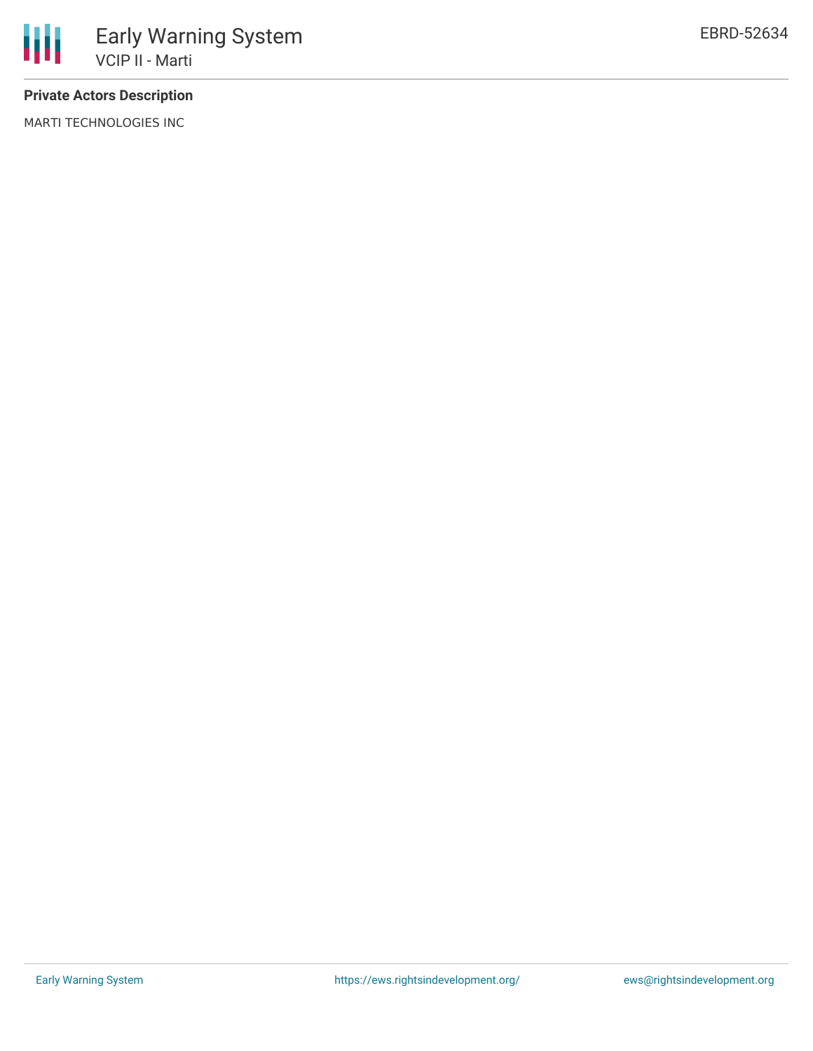**Private Actors Description**

MARTI TECHNOLOGIES INC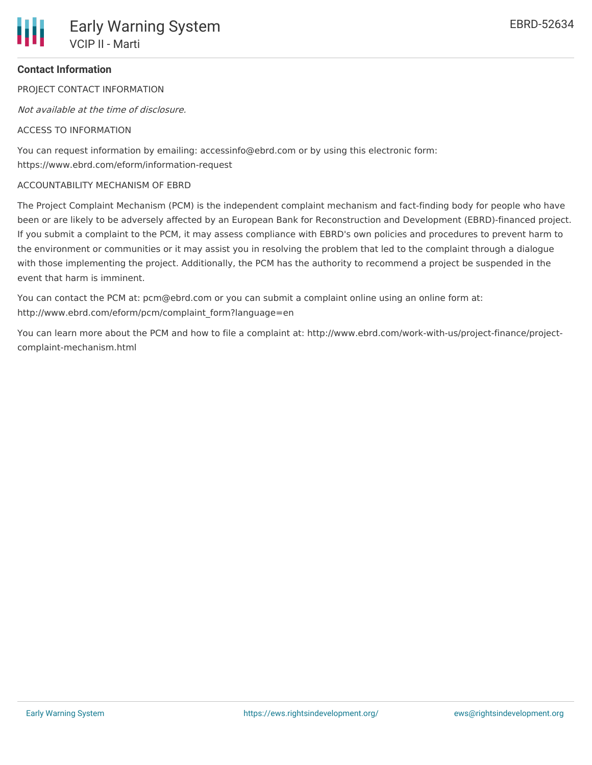**Contact Information**

PROJECT CONTACT INFORMATION

*Not available at the time of disclosure.*

ACCESS TO INFORMATION

You can request information by emailing: accessinfo@ebrd.com or by using this electronic form: https://www.ebrd.com/eform/information-request

ACCOUNTABILITY MECHANISM OF EBRD

The Project Complaint Mechanism (PCM) is the independent complaint mechanism and fact-finding body for people who have been or are likely to be adversely affected by an European Bank for Reconstruction and Development (EBRD)-financed project. If you submit a complaint to the PCM, it may assess compliance with EBRD's own policies and procedures to prevent harm to the environment or communities or it may assist you in resolving the problem that led to the complaint through a dialogue with those implementing the project. Additionally, the PCM has the authority to recommend a project be suspended in the event that harm is imminent.

You can contact the PCM at: pcm@ebrd.com or you can submit a complaint online using an online form at: http://www.ebrd.com/eform/pcm/complaint_form?language=en

You can learn more about the PCM and how to file a complaint at: http://www.ebrd.com/work-with-us/project-finance/project-complaint-mechanism.html